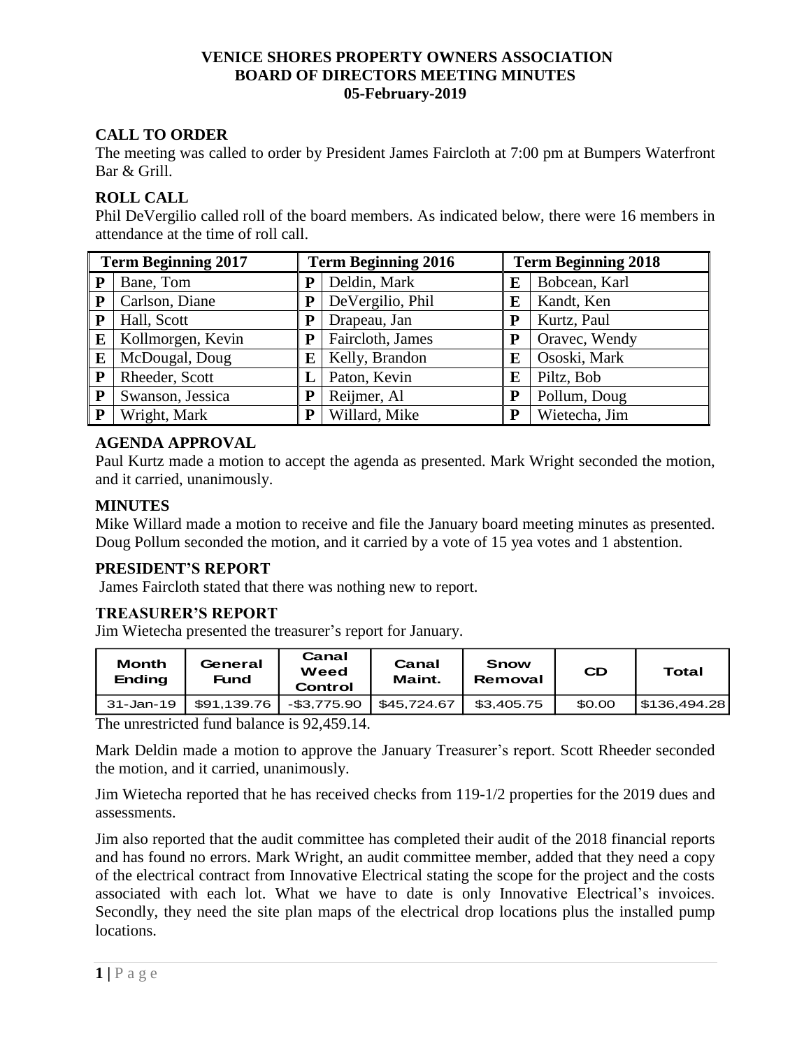# VENICE SHORES PROPERTY OWNERS ASSOCIATION
## BOARD OF DIRECTORS MEETING MINUTES
## 05-February-2019

### CALL TO ORDER

The meeting was called to order by President James Faircloth at 7:00 pm at Bumpers Waterfront Bar & Grill.

### ROLL CALL

Phil DeVergilio called roll of the board members. As indicated below, there were 16 members in attendance at the time of roll call.

| Term Beginning 2017 | | Term Beginning 2016 | | Term Beginning 2018 | |
|---|---|---|---|---|---|
| P | Bane, Tom | P | Deldin, Mark | E | Bobcean, Karl |
| P | Carlson, Diane | P | DeVergilio, Phil | E | Kandt, Ken |
| P | Hall, Scott | P | Drapeau, Jan | P | Kurtz, Paul |
| E | Kollmorgen, Kevin | P | Faircloth, James | P | Oravec, Wendy |
| E | McDougal, Doug | E | Kelly, Brandon | E | Ososki, Mark |
| P | Rheeder, Scott | L | Paton, Kevin | E | Piltz, Bob |
| P | Swanson, Jessica | P | Reijmer, Al | P | Pollum, Doug |
| P | Wright, Mark | P | Willard, Mike | P | Wietecha, Jim |

### AGENDA APPROVAL

Paul Kurtz made a motion to accept the agenda as presented. Mark Wright seconded the motion, and it carried, unanimously.

### MINUTES

Mike Willard made a motion to receive and file the January board meeting minutes as presented. Doug Pollum seconded the motion, and it carried by a vote of 15 yea votes and 1 abstention.

### PRESIDENT'S REPORT

James Faircloth stated that there was nothing new to report.

### TREASURER'S REPORT

Jim Wietecha presented the treasurer's report for January.

| Month Ending | General Fund | Canal Weed Control | Canal Maint. | Snow Removal | CD | Total |
|---|---|---|---|---|---|---|
| 31-Jan-19 | $91,139.76 | -$3,775.90 | $45,724.67 | $3,405.75 | $0.00 | $136,494.28 |

The unrestricted fund balance is 92,459.14.

Mark Deldin made a motion to approve the January Treasurer's report. Scott Rheeder seconded the motion, and it carried, unanimously.

Jim Wietecha reported that he has received checks from 119-1/2 properties for the 2019 dues and assessments.

Jim also reported that the audit committee has completed their audit of the 2018 financial reports and has found no errors. Mark Wright, an audit committee member, added that they need a copy of the electrical contract from Innovative Electrical stating the scope for the project and the costs associated with each lot. What we have to date is only Innovative Electrical's invoices. Secondly, they need the site plan maps of the electrical drop locations plus the installed pump locations.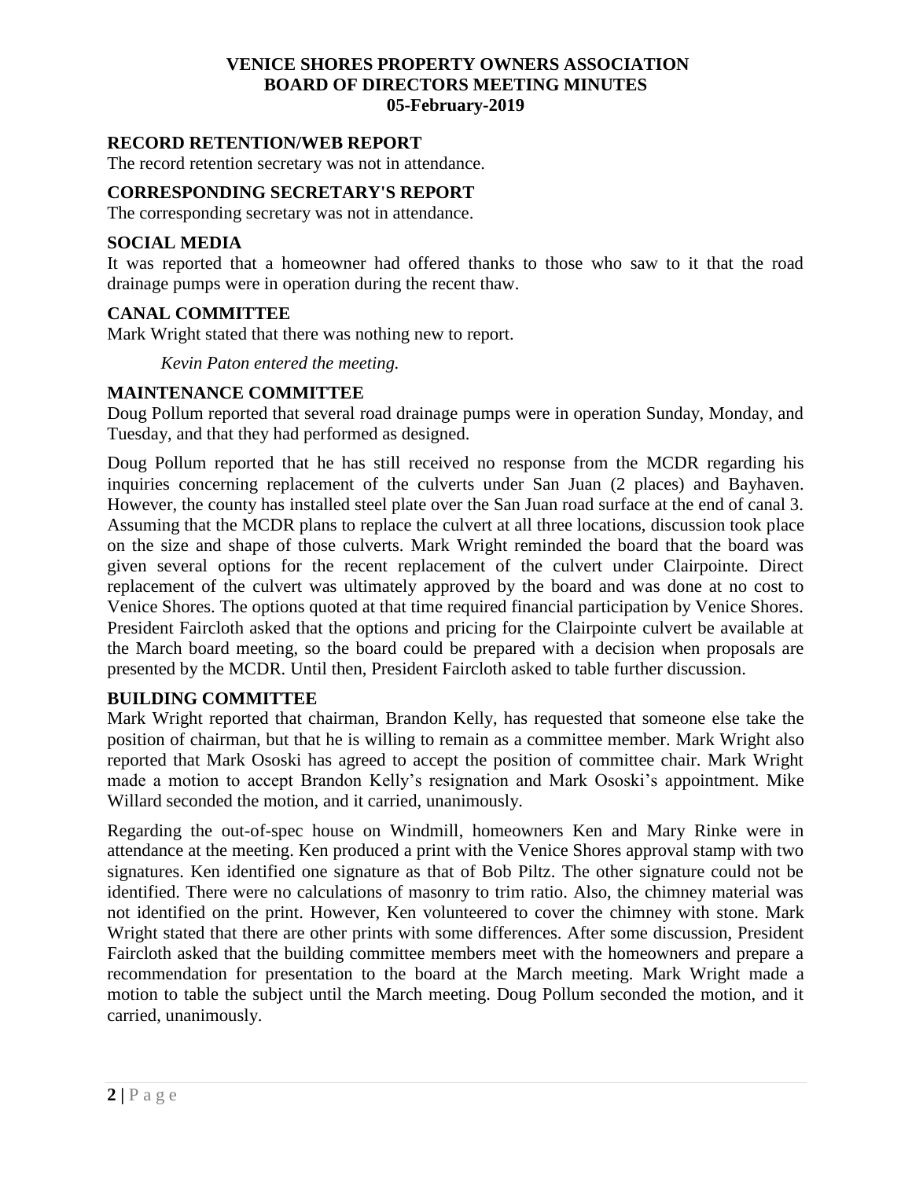**VENICE SHORES PROPERTY OWNERS ASSOCIATION**
**BOARD OF DIRECTORS MEETING MINUTES**
**05-February-2019**

## RECORD RETENTION/WEB REPORT

The record retention secretary was not in attendance.

## CORRESPONDING SECRETARY'S REPORT

The corresponding secretary was not in attendance.

## SOCIAL MEDIA

It was reported that a homeowner had offered thanks to those who saw to it that the road drainage pumps were in operation during the recent thaw.

## CANAL COMMITTEE

Mark Wright stated that there was nothing new to report.

*Kevin Paton entered the meeting.*

## MAINTENANCE COMMITTEE

Doug Pollum reported that several road drainage pumps were in operation Sunday, Monday, and Tuesday, and that they had performed as designed.

Doug Pollum reported that he has still received no response from the MCDR regarding his inquiries concerning replacement of the culverts under San Juan (2 places) and Bayhaven. However, the county has installed steel plate over the San Juan road surface at the end of canal 3. Assuming that the MCDR plans to replace the culvert at all three locations, discussion took place on the size and shape of those culverts. Mark Wright reminded the board that the board was given several options for the recent replacement of the culvert under Clairpointe. Direct replacement of the culvert was ultimately approved by the board and was done at no cost to Venice Shores. The options quoted at that time required financial participation by Venice Shores. President Faircloth asked that the options and pricing for the Clairpointe culvert be available at the March board meeting, so the board could be prepared with a decision when proposals are presented by the MCDR. Until then, President Faircloth asked to table further discussion.

## BUILDING COMMITTEE

Mark Wright reported that chairman, Brandon Kelly, has requested that someone else take the position of chairman, but that he is willing to remain as a committee member. Mark Wright also reported that Mark Ososki has agreed to accept the position of committee chair. Mark Wright made a motion to accept Brandon Kelly's resignation and Mark Ososki's appointment. Mike Willard seconded the motion, and it carried, unanimously.

Regarding the out-of-spec house on Windmill, homeowners Ken and Mary Rinke were in attendance at the meeting. Ken produced a print with the Venice Shores approval stamp with two signatures. Ken identified one signature as that of Bob Piltz. The other signature could not be identified. There were no calculations of masonry to trim ratio. Also, the chimney material was not identified on the print. However, Ken volunteered to cover the chimney with stone. Mark Wright stated that there are other prints with some differences. After some discussion, President Faircloth asked that the building committee members meet with the homeowners and prepare a recommendation for presentation to the board at the March meeting. Mark Wright made a motion to table the subject until the March meeting. Doug Pollum seconded the motion, and it carried, unanimously.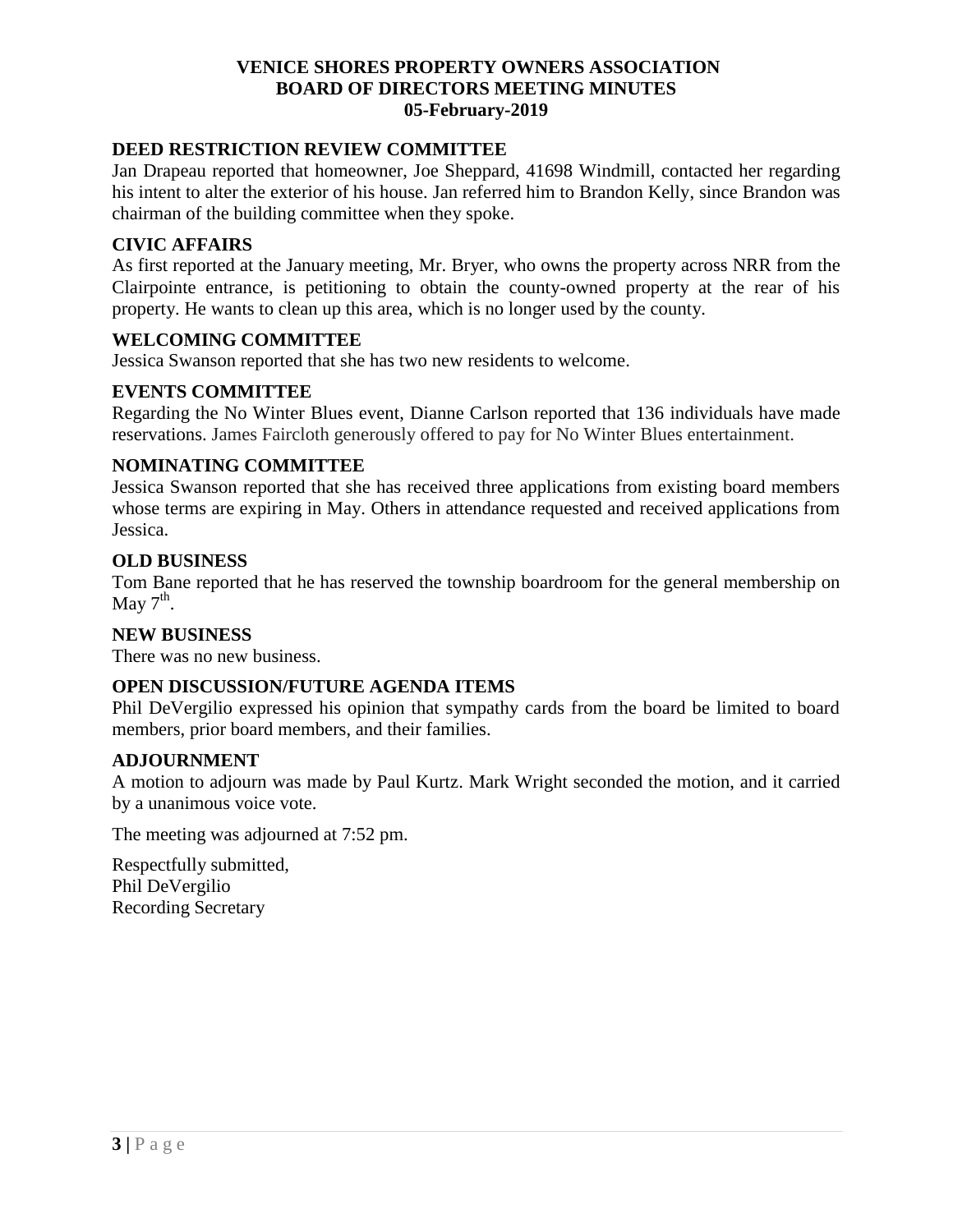**VENICE SHORES PROPERTY OWNERS ASSOCIATION**
**BOARD OF DIRECTORS MEETING MINUTES**
**05-February-2019**

## DEED RESTRICTION REVIEW COMMITTEE

Jan Drapeau reported that homeowner, Joe Sheppard, 41698 Windmill, contacted her regarding his intent to alter the exterior of his house. Jan referred him to Brandon Kelly, since Brandon was chairman of the building committee when they spoke.

## CIVIC AFFAIRS

As first reported at the January meeting, Mr. Bryer, who owns the property across NRR from the Clairpointe entrance, is petitioning to obtain the county-owned property at the rear of his property. He wants to clean up this area, which is no longer used by the county.

## WELCOMING COMMITTEE

Jessica Swanson reported that she has two new residents to welcome.

## EVENTS COMMITTEE

Regarding the No Winter Blues event, Dianne Carlson reported that 136 individuals have made reservations. James Faircloth generously offered to pay for No Winter Blues entertainment.

## NOMINATING COMMITTEE

Jessica Swanson reported that she has received three applications from existing board members whose terms are expiring in May. Others in attendance requested and received applications from Jessica.

## OLD BUSINESS

Tom Bane reported that he has reserved the township boardroom for the general membership on May 7th.

## NEW BUSINESS

There was no new business.

## OPEN DISCUSSION/FUTURE AGENDA ITEMS

Phil DeVergilio expressed his opinion that sympathy cards from the board be limited to board members, prior board members, and their families.

## ADJOURNMENT

A motion to adjourn was made by Paul Kurtz. Mark Wright seconded the motion, and it carried by a unanimous voice vote.

The meeting was adjourned at 7:52 pm.

Respectfully submitted,
Phil DeVergilio
Recording Secretary